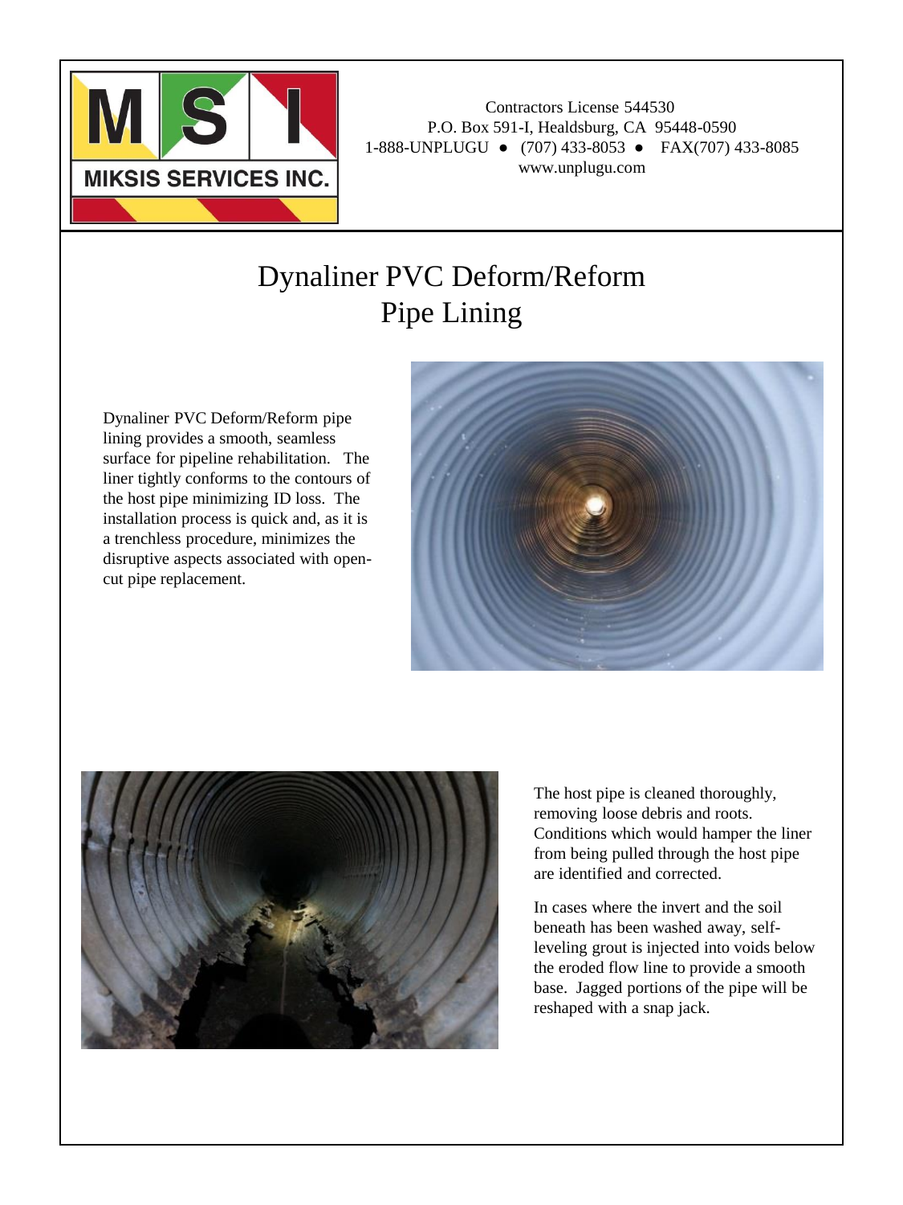MIKSIS SERVICES INC.

Contractors License 544530
P.O. Box 591-I, Healdsburg, CA 95448-0590
1-888-UNPLUGU ● (707) 433-8053 ● FAX(707) 433-8085
www.unplugu.com

# Dynaliner PVC Deform/Reform Pipe Lining

Dynaliner PVC Deform/Reform pipe lining provides a smooth, seamless surface for pipeline rehabilitation. The liner tightly conforms to the contours of the host pipe minimizing ID loss. The installation process is quick and, as it is a trenchless procedure, minimizes the disruptive aspects associated with open-cut pipe replacement.

The host pipe is cleaned thoroughly, removing loose debris and roots. Conditions which would hamper the liner from being pulled through the host pipe are identified and corrected.

In cases where the invert and the soil beneath has been washed away, self-leveling grout is injected into voids below the eroded flow line to provide a smooth base. Jagged portions of the pipe will be reshaped with a snap jack.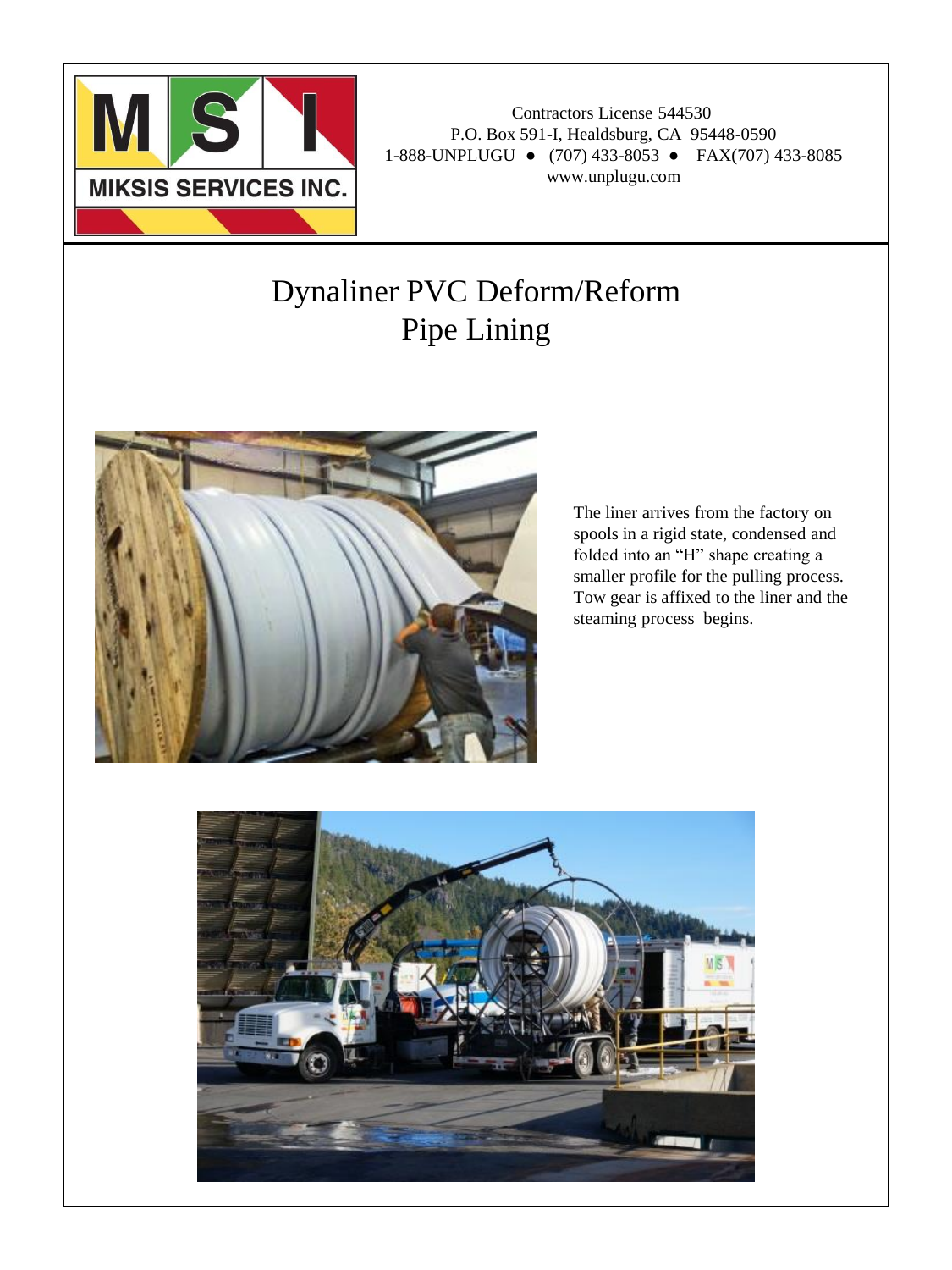Contractors License 544530
P.O. Box 591-I, Healdsburg, CA 95448-0590
1-888-UNPLUGU ● (707) 433-8053 ● FAX(707) 433-8085
www.unplugu.com

# Dynaliner PVC Deform/Reform Pipe Lining

The liner arrives from the factory on spools in a rigid state, condensed and folded into an "H" shape creating a smaller profile for the pulling process. Tow gear is affixed to the liner and the steaming process begins.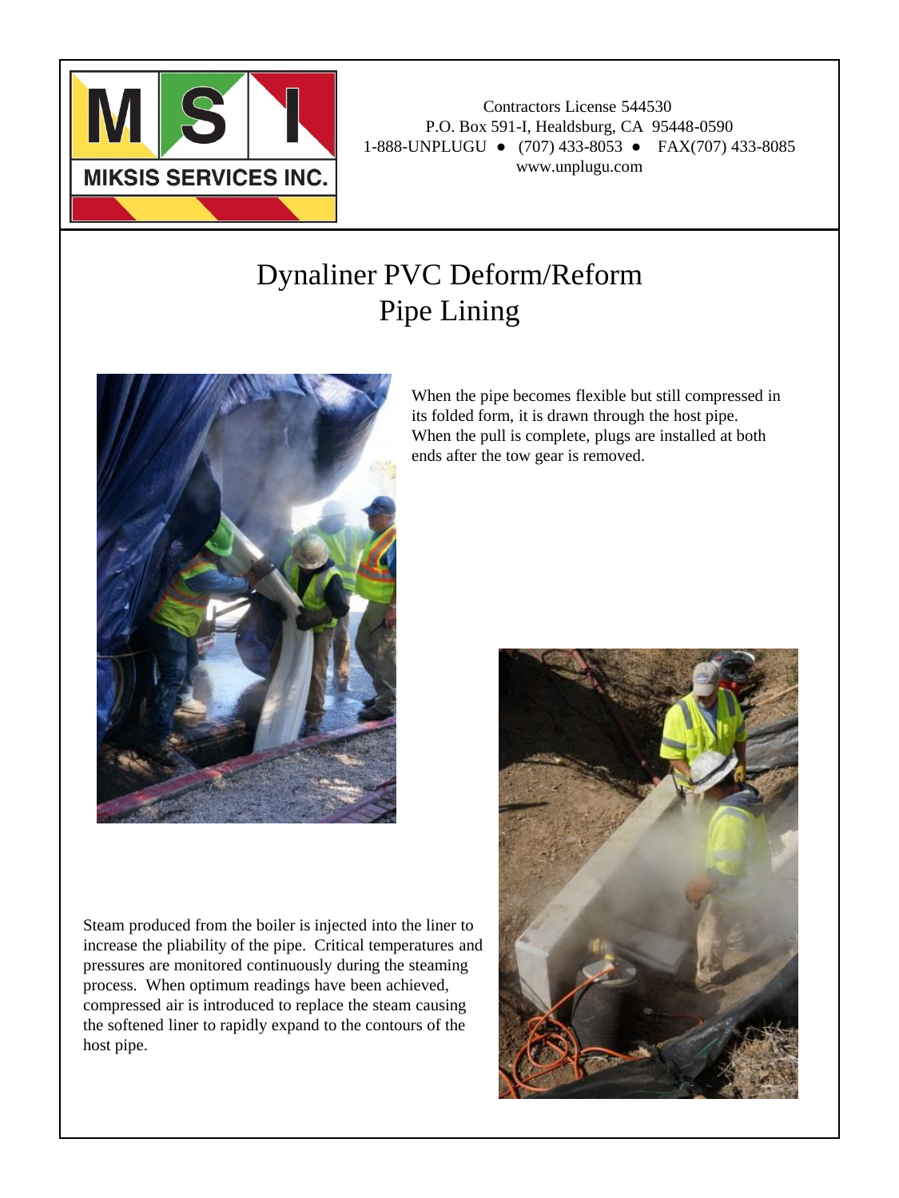MIKSIS SERVICES INC.

Contractors License 544530
P.O. Box 591-I, Healdsburg, CA 95448-0590
1-888-UNPLUGU ● (707) 433-8053 ● FAX(707) 433-8085
www.unplugu.com

# Dynaliner PVC Deform/Reform Pipe Lining

When the pipe becomes flexible but still compressed in its folded form, it is drawn through the host pipe. When the pull is complete, plugs are installed at both ends after the tow gear is removed.

Steam produced from the boiler is injected into the liner to increase the pliability of the pipe. Critical temperatures and pressures are monitored continuously during the steaming process. When optimum readings have been achieved, compressed air is introduced to replace the steam causing the softened liner to rapidly expand to the contours of the host pipe.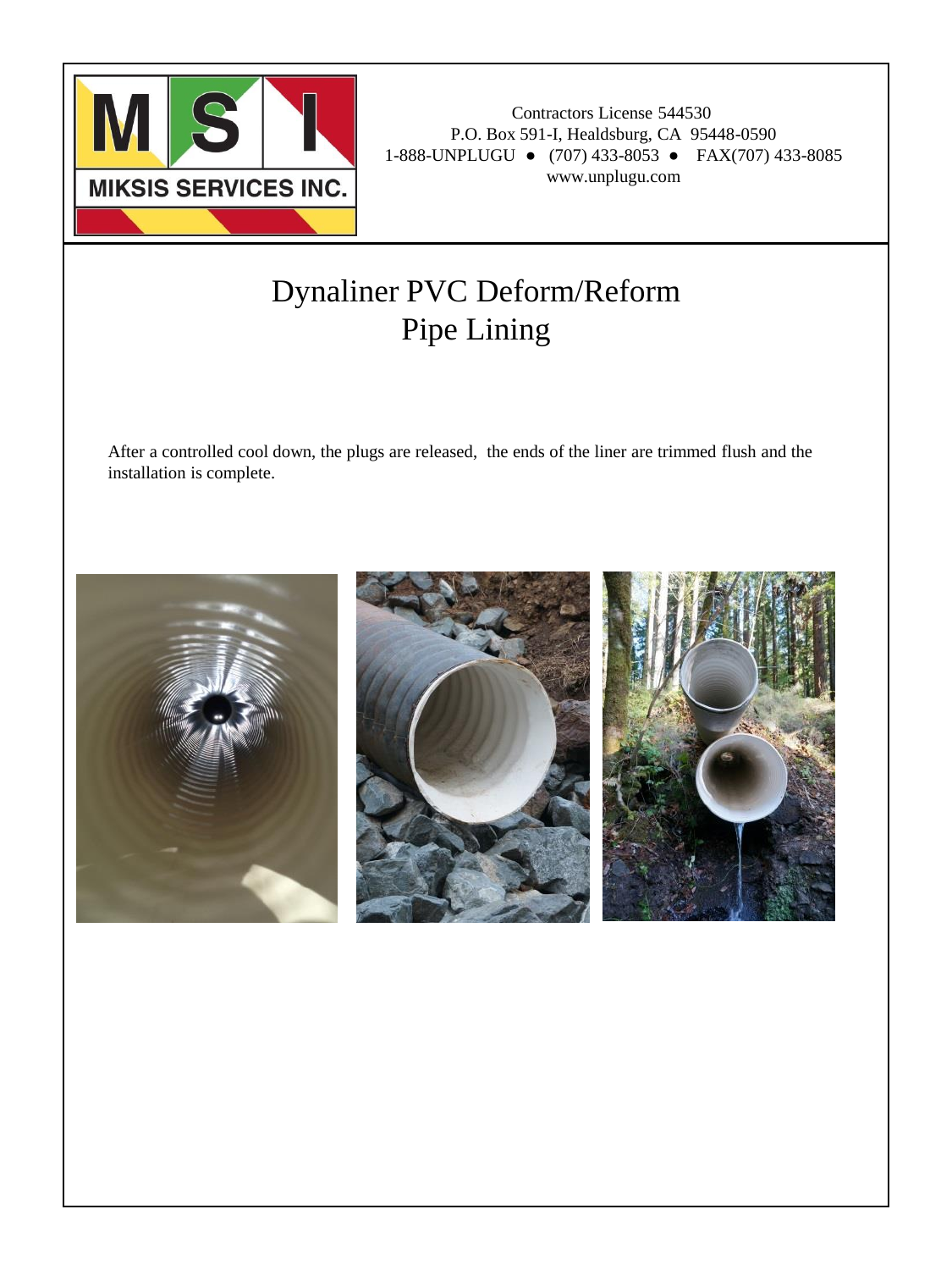Contractors License 544530
P.O. Box 591-I, Healdsburg, CA 95448-0590
1-888-UNPLUGU ● (707) 433-8053 ● FAX(707) 433-8085
www.unplugu.com

# Dynaliner PVC Deform/Reform Pipe Lining

After a controlled cool down, the plugs are released, the ends of the liner are trimmed flush and the installation is complete.